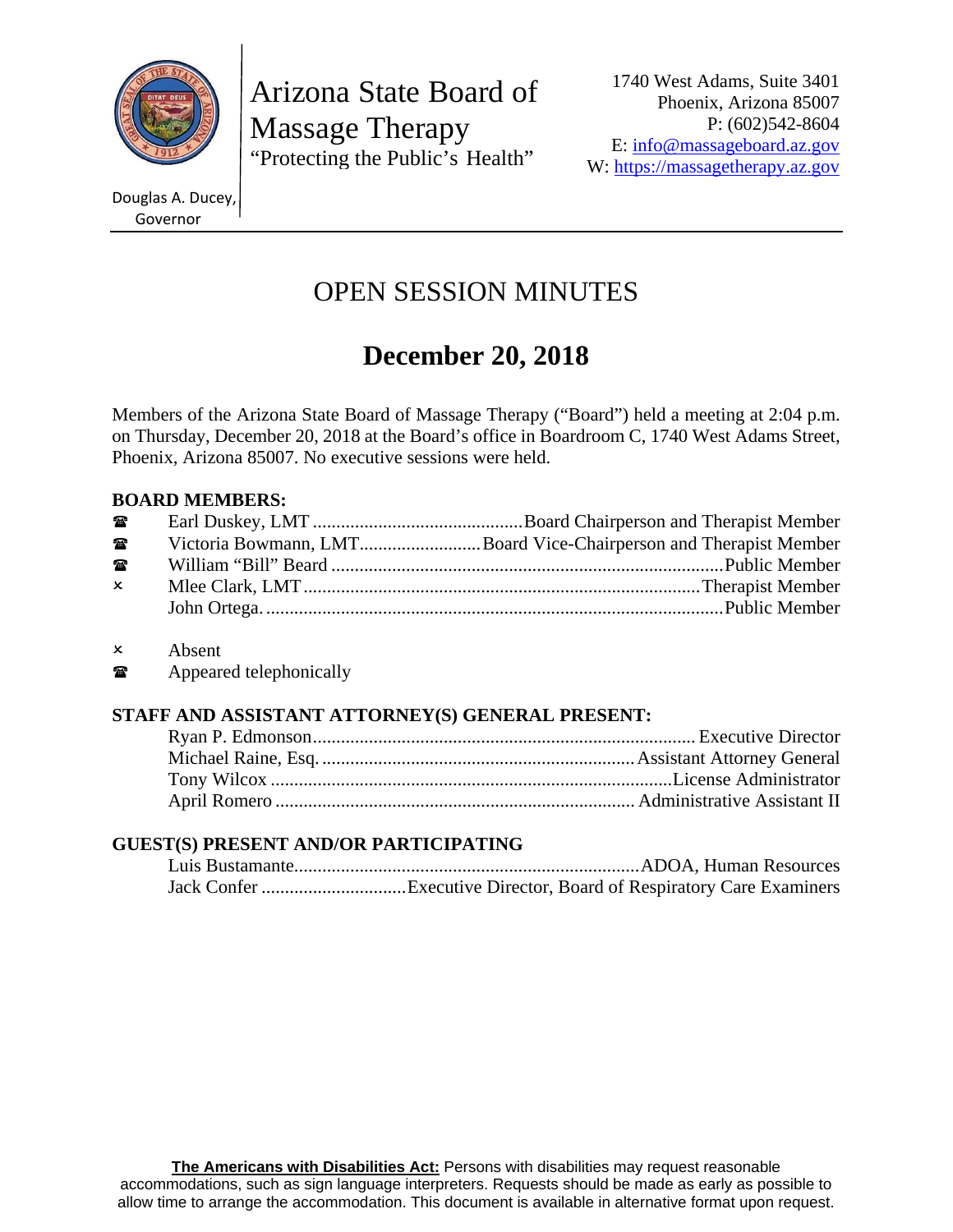Arizona State Board of Massage Therapy
"Protecting the Public's Health"

1740 West Adams, Suite 3401
Phoenix, Arizona 85007
P: (602)542-8604
E: info@massageboard.az.gov
W: https://massagetherapy.az.gov

Douglas A. Ducey, Governor

# OPEN SESSION MINUTES

## December 20, 2018

Members of the Arizona State Board of Massage Therapy ("Board") held a meeting at 2:04 p.m. on Thursday, December 20, 2018 at the Board's office in Boardroom C, 1740 West Adams Street, Phoenix, Arizona 85007. No executive sessions were held.

**BOARD MEMBERS:**

| | Name | Title |
|---|---|---|
| ☎ | Earl Duskey, LMT | Board Chairperson and Therapist Member |
| ☎ | Victoria Bowmann, LMT | Board Vice-Chairperson and Therapist Member |
| ☎ | William "Bill" Beard | Public Member |
| × | Mlee Clark, LMT | Therapist Member |
| | John Ortega. | Public Member |

× Absent
☎ Appeared telephonically

**STAFF AND ASSISTANT ATTORNEY(S) GENERAL PRESENT:**

| Name | Title |
|---|---|
| Ryan P. Edmonson | Executive Director |
| Michael Raine, Esq. | Assistant Attorney General |
| Tony Wilcox | License Administrator |
| April Romero | Administrative Assistant II |

**GUEST(S) PRESENT AND/OR PARTICIPATING**

| Name | Title |
|---|---|
| Luis Bustamante | ADOA, Human Resources |
| Jack Confer | Executive Director, Board of Respiratory Care Examiners |

**The Americans with Disabilities Act:** Persons with disabilities may request reasonable accommodations, such as sign language interpreters. Requests should be made as early as possible to allow time to arrange the accommodation. This document is available in alternative format upon request.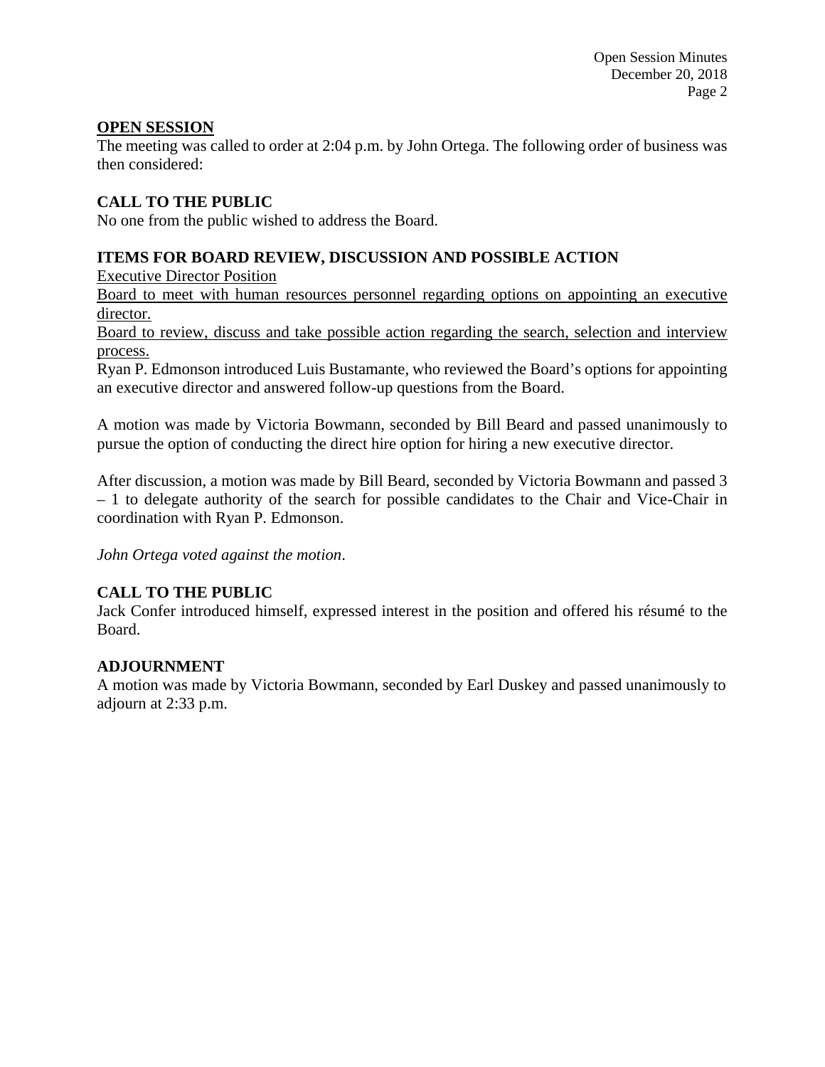## OPEN SESSION

The meeting was called to order at 2:04 p.m. by John Ortega. The following order of business was then considered:

### CALL TO THE PUBLIC

No one from the public wished to address the Board.

### ITEMS FOR BOARD REVIEW, DISCUSSION AND POSSIBLE ACTION

Executive Director Position

Board to meet with human resources personnel regarding options on appointing an executive director.

Board to review, discuss and take possible action regarding the search, selection and interview process.

Ryan P. Edmonson introduced Luis Bustamante, who reviewed the Board's options for appointing an executive director and answered follow-up questions from the Board.

A motion was made by Victoria Bowmann, seconded by Bill Beard and passed unanimously to pursue the option of conducting the direct hire option for hiring a new executive director.

After discussion, a motion was made by Bill Beard, seconded by Victoria Bowmann and passed 3 – 1 to delegate authority of the search for possible candidates to the Chair and Vice-Chair in coordination with Ryan P. Edmonson.

*John Ortega voted against the motion*.

### CALL TO THE PUBLIC

Jack Confer introduced himself, expressed interest in the position and offered his résumé to the Board.

### ADJOURNMENT

A motion was made by Victoria Bowmann, seconded by Earl Duskey and passed unanimously to adjourn at 2:33 p.m.